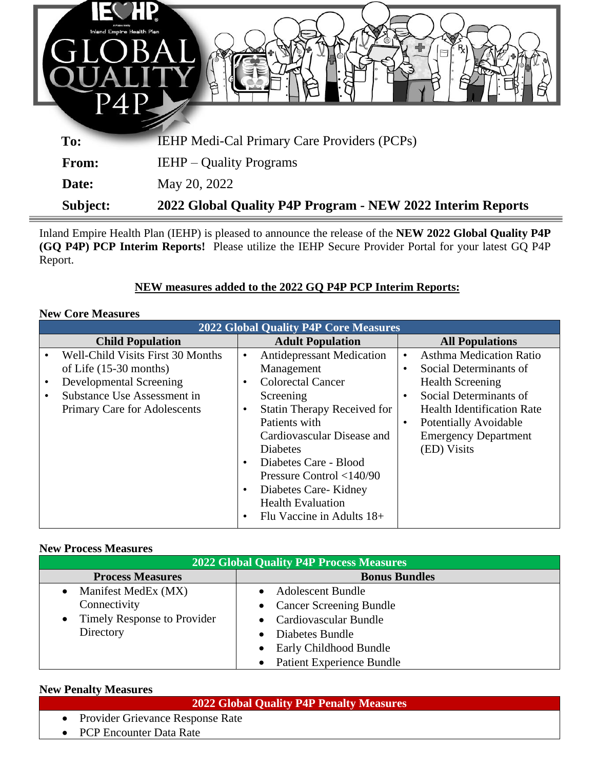| | |
|---|---|
| **To:** | IEHP Medi-Cal Primary Care Providers (PCPs) |
| **From:** | IEHP – Quality Programs |
| **Date:** | May 20, 2022 |
| **Subject:** | **2022 Global Quality P4P Program - NEW 2022 Interim Reports** |

Inland Empire Health Plan (IEHP) is pleased to announce the release of the **NEW 2022 Global Quality P4P (GQ P4P) PCP Interim Reports!** Please utilize the IEHP Secure Provider Portal for your latest GQ P4P Report.

**NEW measures added to the 2022 GQ P4P PCP Interim Reports:**

**New Core Measures**

| 2022 Global Quality P4P Core Measures | | |
|---|---|---|
| **Child Population** | **Adult Population** | **All Populations** |
| • Well-Child Visits First 30 Months of Life (15-30 months)<br>• Developmental Screening<br>• Substance Use Assessment in Primary Care for Adolescents | • Antidepressant Medication Management<br>• Colorectal Cancer Screening<br>• Statin Therapy Received for Patients with Cardiovascular Disease and Diabetes<br>• Diabetes Care - Blood Pressure Control <140/90<br>• Diabetes Care- Kidney Health Evaluation<br>• Flu Vaccine in Adults 18+ | • Asthma Medication Ratio<br>• Social Determinants of Health Screening<br>• Social Determinants of Health Identification Rate<br>• Potentially Avoidable Emergency Department (ED) Visits |

**New Process Measures**

| 2022 Global Quality P4P Process Measures | |
|---|---|
| **Process Measures** | **Bonus Bundles** |
| • Manifest MedEx (MX) Connectivity<br>• Timely Response to Provider Directory | • Adolescent Bundle<br>• Cancer Screening Bundle<br>• Cardiovascular Bundle<br>• Diabetes Bundle<br>• Early Childhood Bundle<br>• Patient Experience Bundle |

**New Penalty Measures**

| 2022 Global Quality P4P Penalty Measures |
|---|
| • Provider Grievance Response Rate<br>• PCP Encounter Data Rate |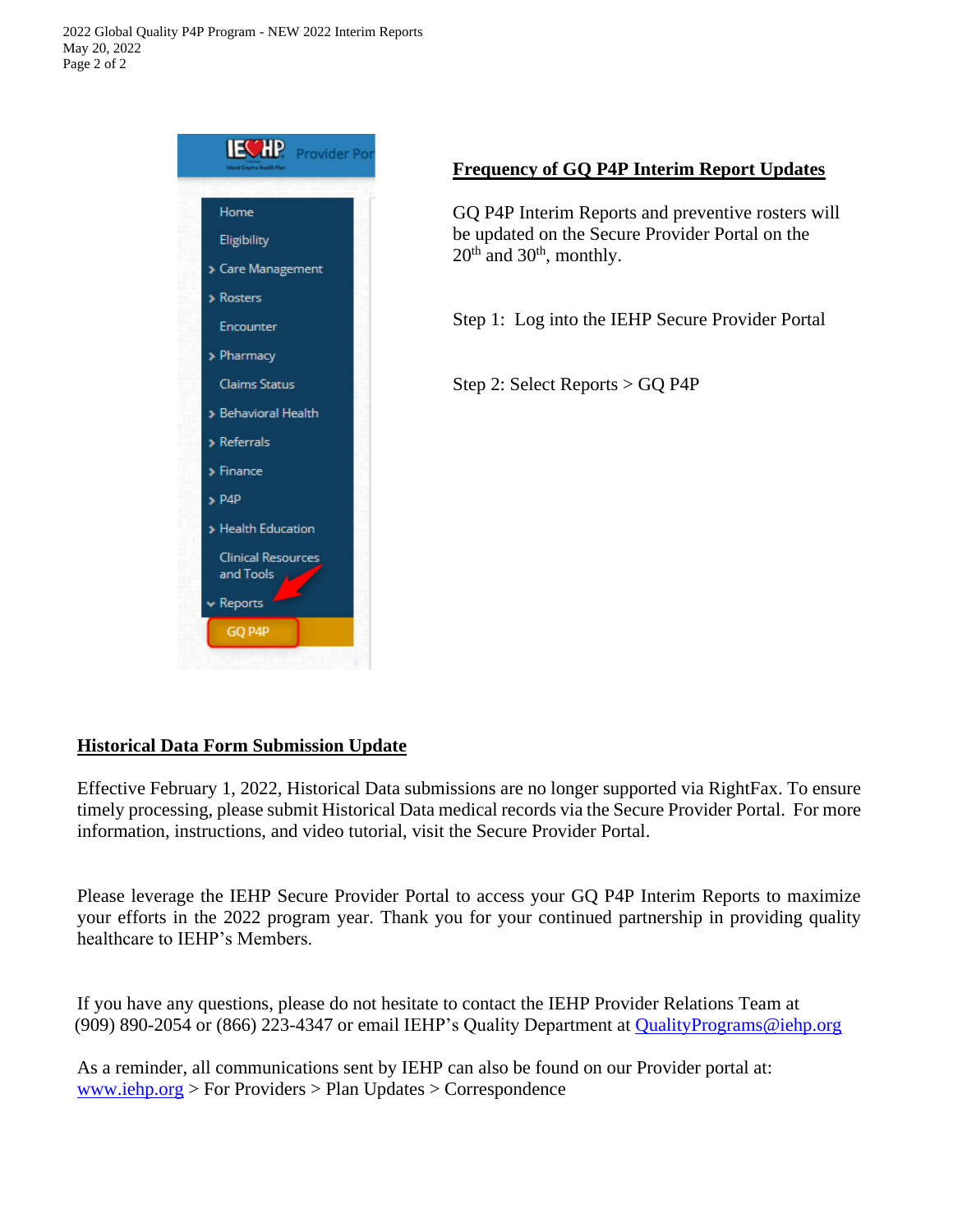## Frequency of GQ P4P Interim Report Updates

GQ P4P Interim Reports and preventive rosters will be updated on the Secure Provider Portal on the 20th and 30th, monthly.

Step 1: Log into the IEHP Secure Provider Portal

Step 2: Select Reports > GQ P4P

## Historical Data Form Submission Update

Effective February 1, 2022, Historical Data submissions are no longer supported via RightFax. To ensure timely processing, please submit Historical Data medical records via the Secure Provider Portal. For more information, instructions, and video tutorial, visit the Secure Provider Portal.

Please leverage the IEHP Secure Provider Portal to access your GQ P4P Interim Reports to maximize your efforts in the 2022 program year. Thank you for your continued partnership in providing quality healthcare to IEHP's Members.

If you have any questions, please do not hesitate to contact the IEHP Provider Relations Team at (909) 890-2054 or (866) 223-4347 or email IEHP's Quality Department at QualityPrograms@iehp.org

As a reminder, all communications sent by IEHP can also be found on our Provider portal at: www.iehp.org > For Providers > Plan Updates > Correspondence